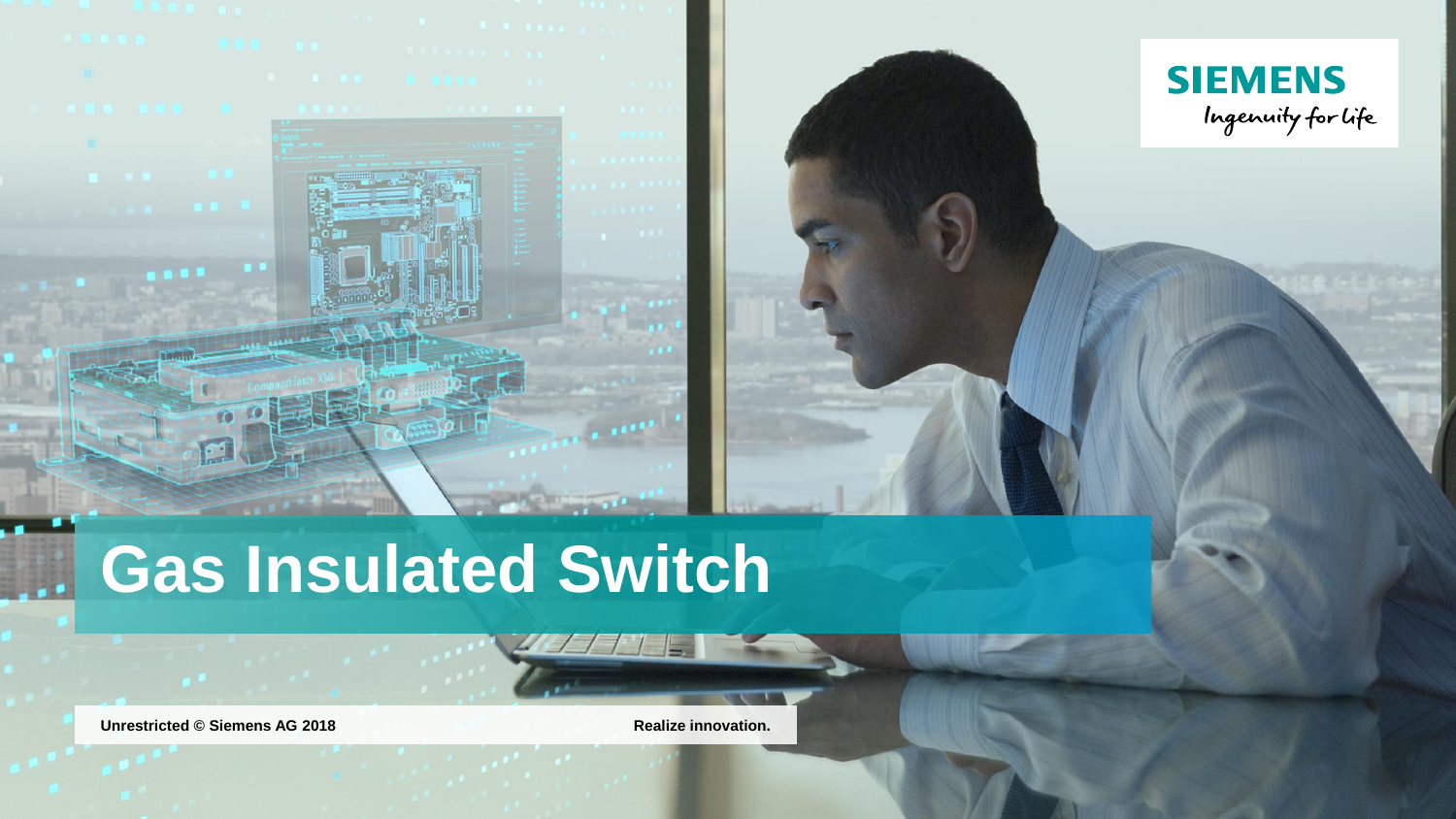# Gas Insulated Switch

**Unrestricted © Siemens AG 2018**

**Realize innovation.**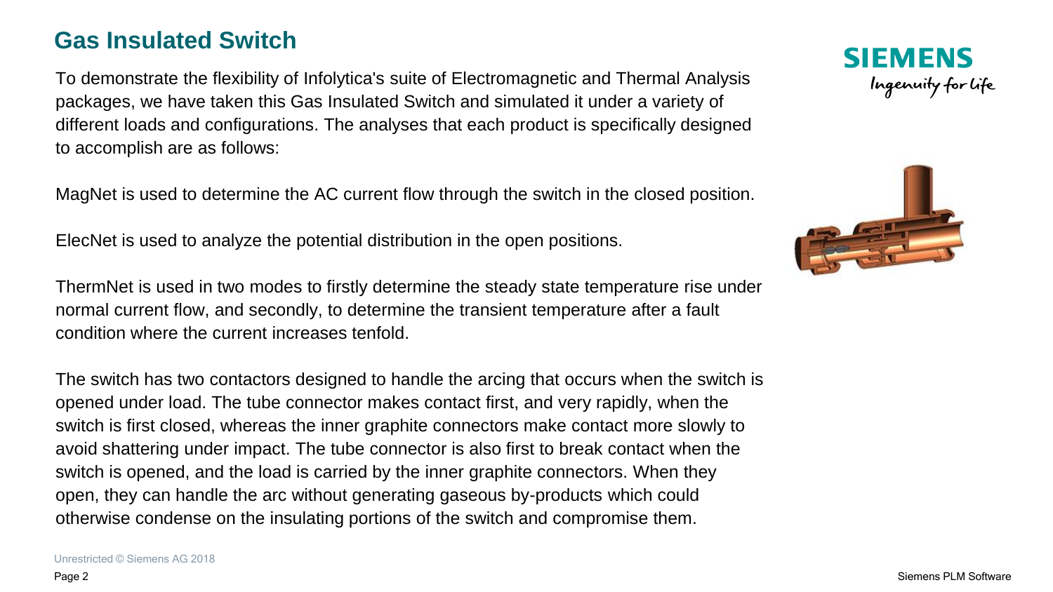# Gas Insulated Switch

To demonstrate the flexibility of Infolytica's suite of Electromagnetic and Thermal Analysis packages, we have taken this Gas Insulated Switch and simulated it under a variety of different loads and configurations. The analyses that each product is specifically designed to accomplish are as follows:

MagNet is used to determine the AC current flow through the switch in the closed position.

ElecNet is used to analyze the potential distribution in the open positions.

ThermNet is used in two modes to firstly determine the steady state temperature rise under normal current flow, and secondly, to determine the transient temperature after a fault condition where the current increases tenfold.

The switch has two contactors designed to handle the arcing that occurs when the switch is opened under load. The tube connector makes contact first, and very rapidly, when the switch is first closed, whereas the inner graphite connectors make contact more slowly to avoid shattering under impact. The tube connector is also first to break contact when the switch is opened, and the load is carried by the inner graphite connectors. When they open, they can handle the arc without generating gaseous by-products which could otherwise condense on the insulating portions of the switch and compromise them.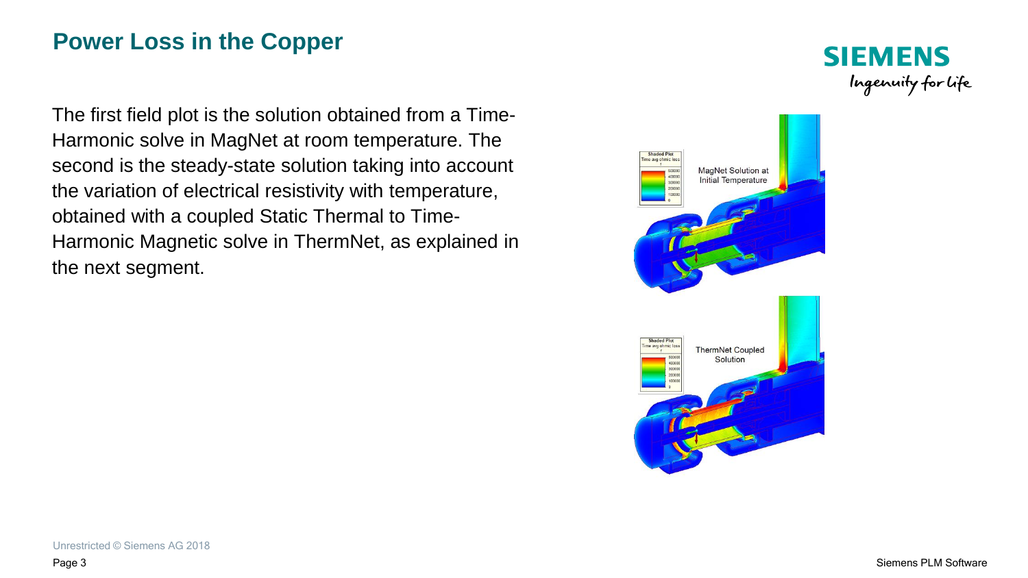## Power Loss in the Copper

The first field plot is the solution obtained from a Time-Harmonic solve in MagNet at room temperature. The second is the steady-state solution taking into account the variation of electrical resistivity with temperature, obtained with a coupled Static Thermal to Time-Harmonic Magnetic solve in ThermNet, as explained in the next segment.

MagNet Solution at Initial Temperature

ThermNet Coupled Solution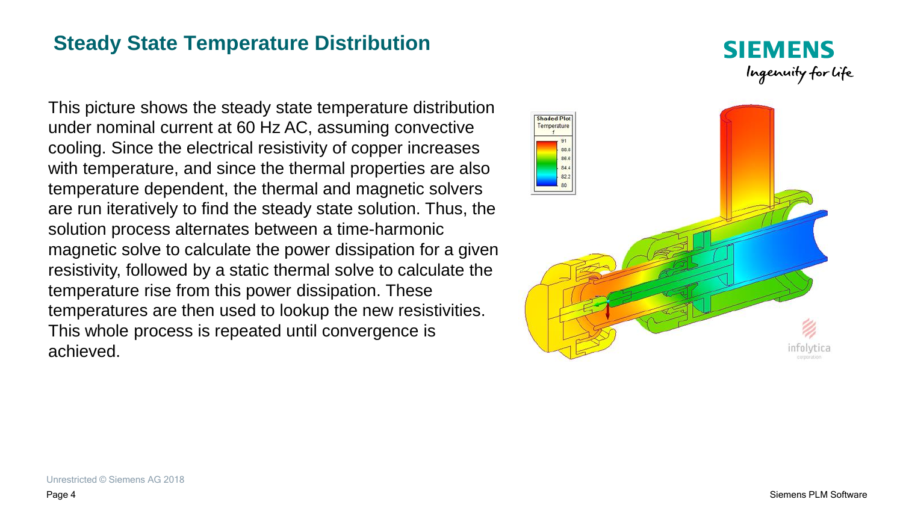## Steady State Temperature Distribution

This picture shows the steady state temperature distribution under nominal current at 60 Hz AC, assuming convective cooling. Since the electrical resistivity of copper increases with temperature, and since the thermal properties are also temperature dependent, the thermal and magnetic solvers are run iteratively to find the steady state solution. Thus, the solution process alternates between a time-harmonic magnetic solve to calculate the power dissipation for a given resistivity, followed by a static thermal solve to calculate the temperature rise from this power dissipation. These temperatures are then used to lookup the new resistivities. This whole process is repeated until convergence is achieved.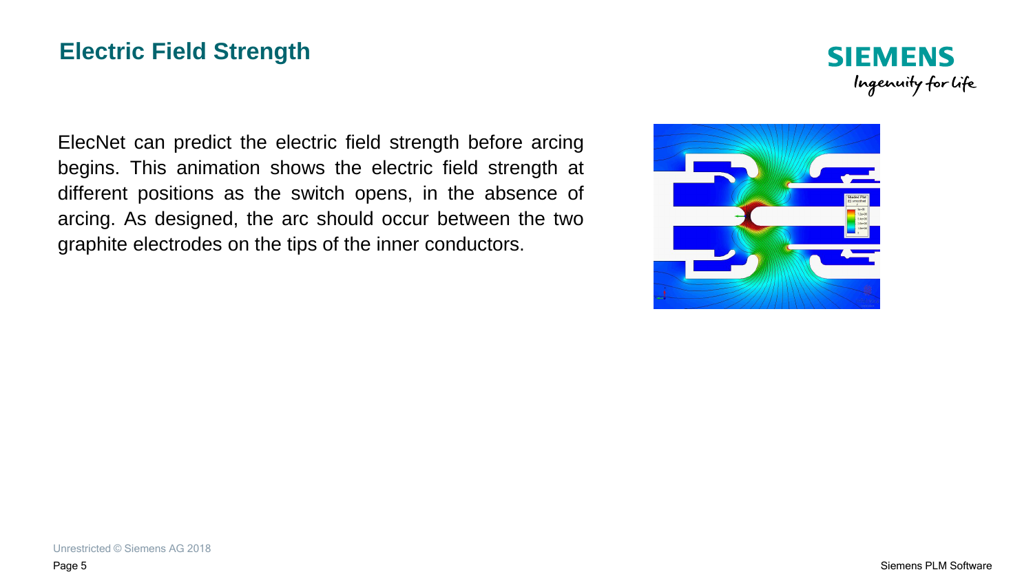# Electric Field Strength

ElecNet can predict the electric field strength before arcing begins. This animation shows the electric field strength at different positions as the switch opens, in the absence of arcing. As designed, the arc should occur between the two graphite electrodes on the tips of the inner conductors.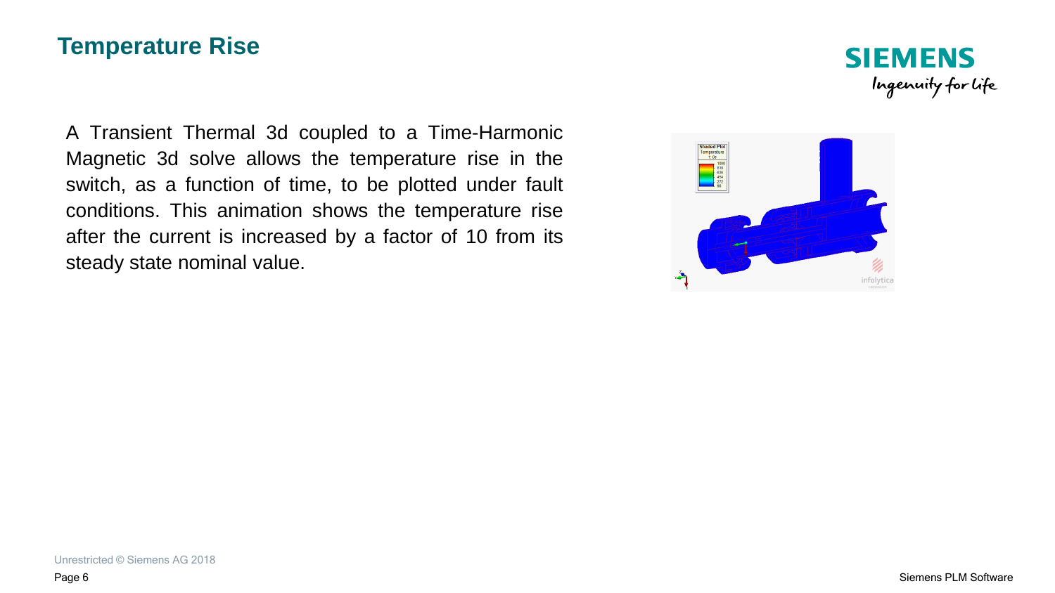## Temperature Rise

A Transient Thermal 3d coupled to a Time-Harmonic Magnetic 3d solve allows the temperature rise in the switch, as a function of time, to be plotted under fault conditions. This animation shows the temperature rise after the current is increased by a factor of 10 from its steady state nominal value.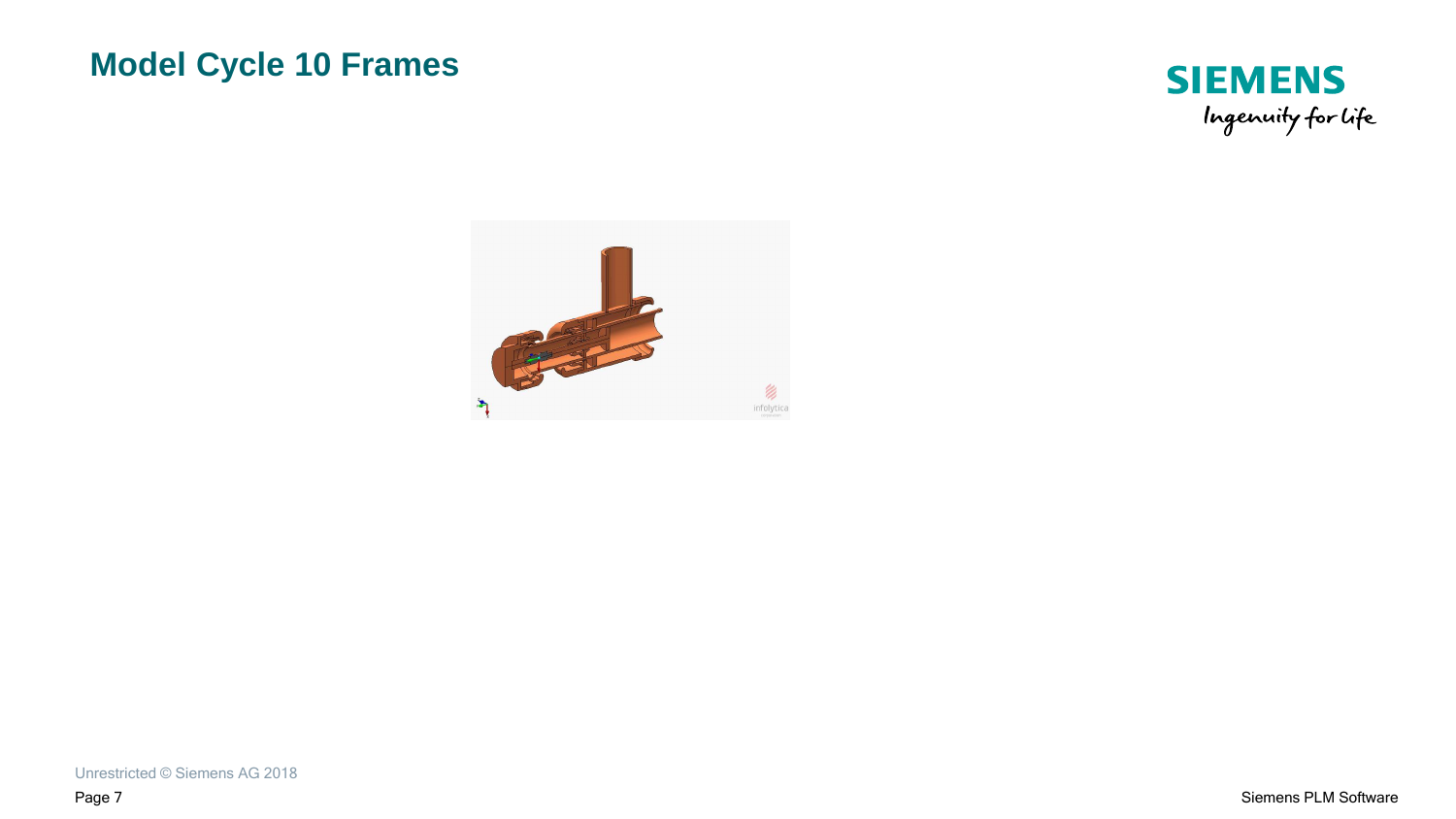# Model Cycle 10 Frames